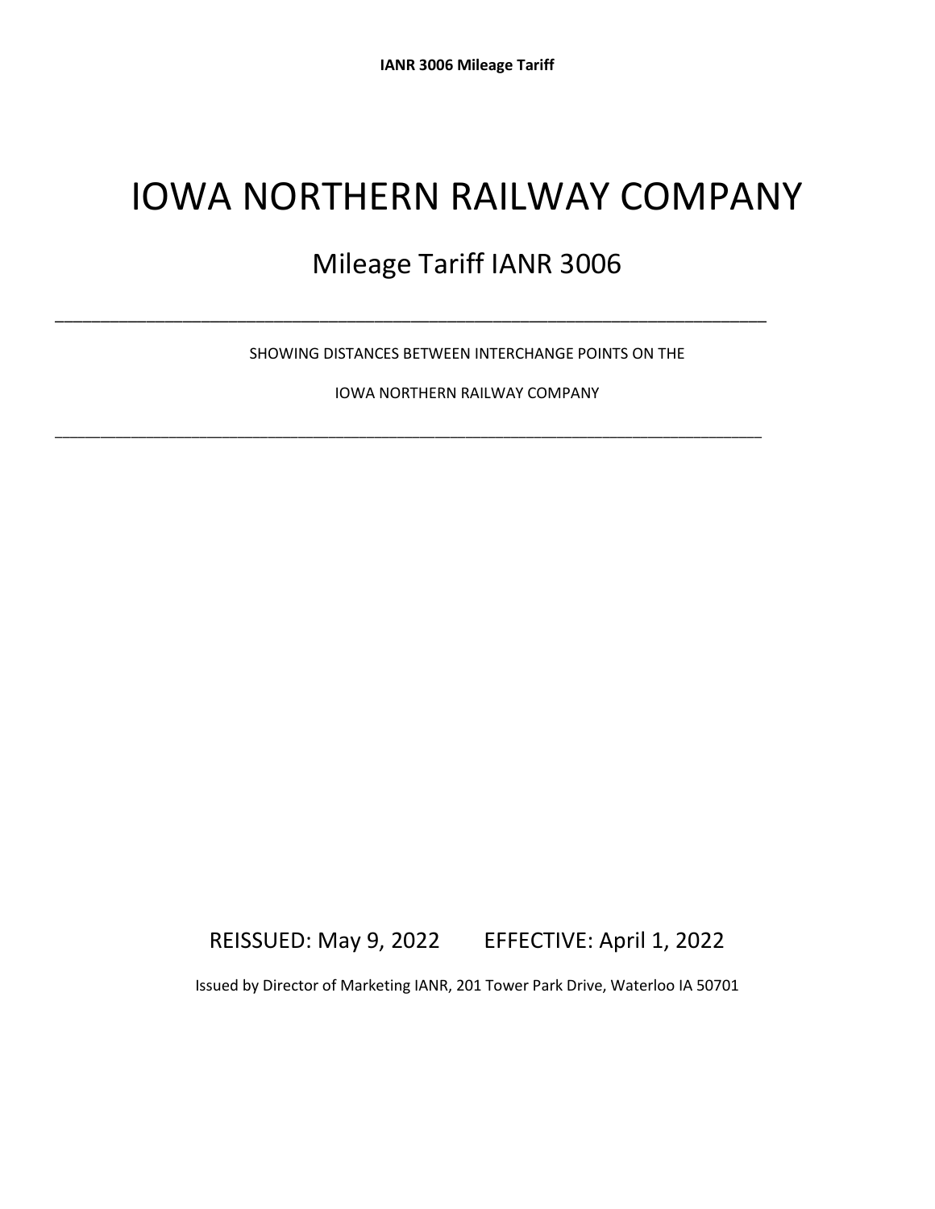# IOWA NORTHERN RAILWAY COMPANY

## Mileage Tariff IANR 3006

---

SHOWING DISTANCES BETWEEN INTERCHANGE POINTS ON THE

IOWA NORTHERN RAILWAY COMPANY

---

REISSUED: May 9, 2022 EFFECTIVE: April 1, 2022

Issued by Director of Marketing IANR, 201 Tower Park Drive, Waterloo IA 50701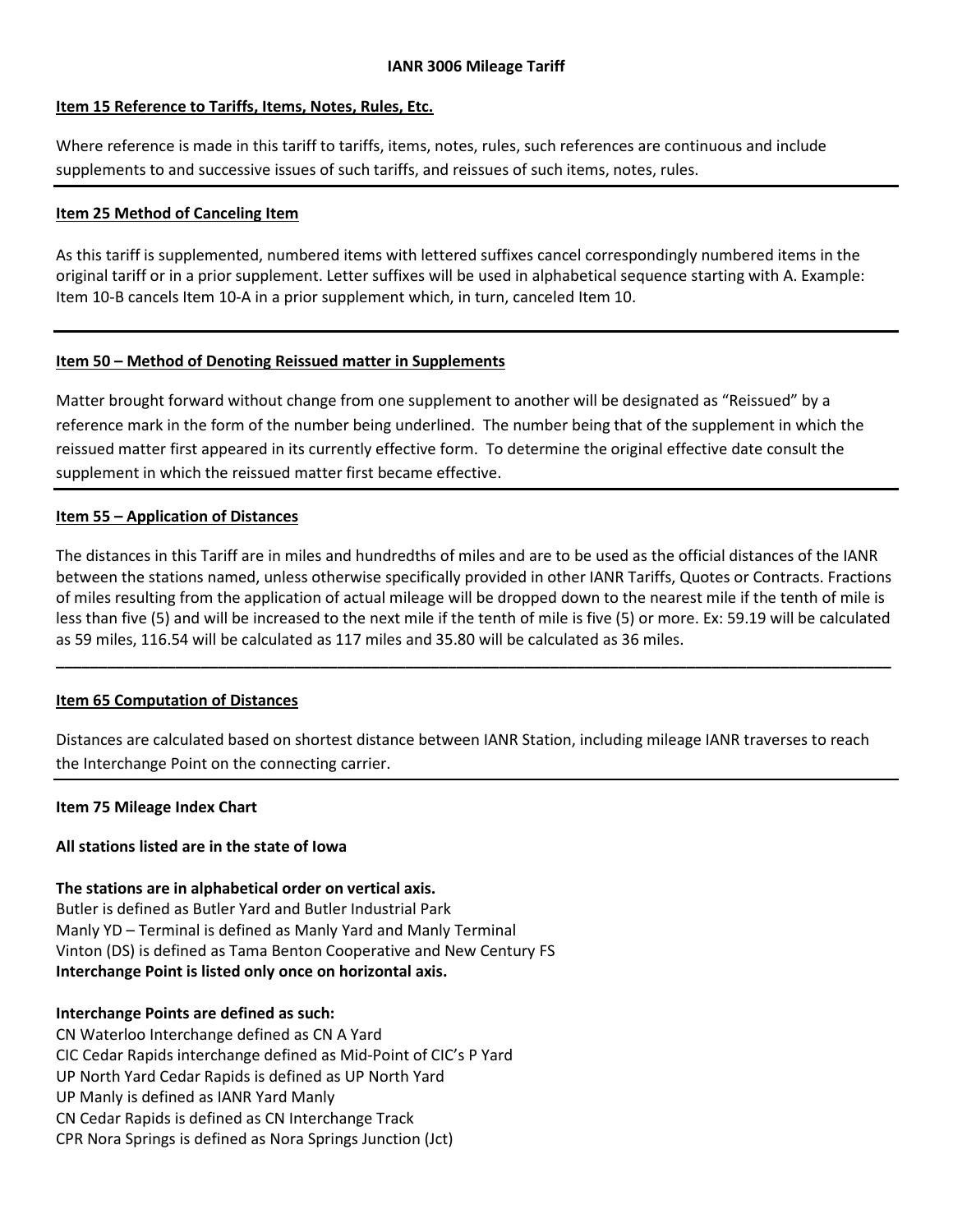**IANR 3006 Mileage Tariff**

**Item 15 Reference to Tariffs, Items, Notes, Rules, Etc.**

Where reference is made in this tariff to tariffs, items, notes, rules, such references are continuous and include supplements to and successive issues of such tariffs, and reissues of such items, notes, rules.

---

**Item 25 Method of Canceling Item**

As this tariff is supplemented, numbered items with lettered suffixes cancel correspondingly numbered items in the original tariff or in a prior supplement. Letter suffixes will be used in alphabetical sequence starting with A. Example: Item 10-B cancels Item 10-A in a prior supplement which, in turn, canceled Item 10.

---

**Item 50 – Method of Denoting Reissued matter in Supplements**

Matter brought forward without change from one supplement to another will be designated as "Reissued" by a reference mark in the form of the number being underlined. The number being that of the supplement in which the reissued matter first appeared in its currently effective form. To determine the original effective date consult the supplement in which the reissued matter first became effective.

---

**Item 55 – Application of Distances**

The distances in this Tariff are in miles and hundredths of miles and are to be used as the official distances of the IANR between the stations named, unless otherwise specifically provided in other IANR Tariffs, Quotes or Contracts. Fractions of miles resulting from the application of actual mileage will be dropped down to the nearest mile if the tenth of mile is less than five (5) and will be increased to the next mile if the tenth of mile is five (5) or more. Ex: 59.19 will be calculated as 59 miles, 116.54 will be calculated as 117 miles and 35.80 will be calculated as 36 miles.

---

**Item 65 Computation of Distances**

Distances are calculated based on shortest distance between IANR Station, including mileage IANR traverses to reach the Interchange Point on the connecting carrier.

---

**Item 75 Mileage Index Chart**

**All stations listed are in the state of Iowa**

**The stations are in alphabetical order on vertical axis.**
Butler is defined as Butler Yard and Butler Industrial Park
Manly YD – Terminal is defined as Manly Yard and Manly Terminal
Vinton (DS) is defined as Tama Benton Cooperative and New Century FS
**Interchange Point is listed only once on horizontal axis.**

**Interchange Points are defined as such:**
CN Waterloo Interchange defined as CN A Yard
CIC Cedar Rapids interchange defined as Mid-Point of CIC's P Yard
UP North Yard Cedar Rapids is defined as UP North Yard
UP Manly is defined as IANR Yard Manly
CN Cedar Rapids is defined as CN Interchange Track
CPR Nora Springs is defined as Nora Springs Junction (Jct)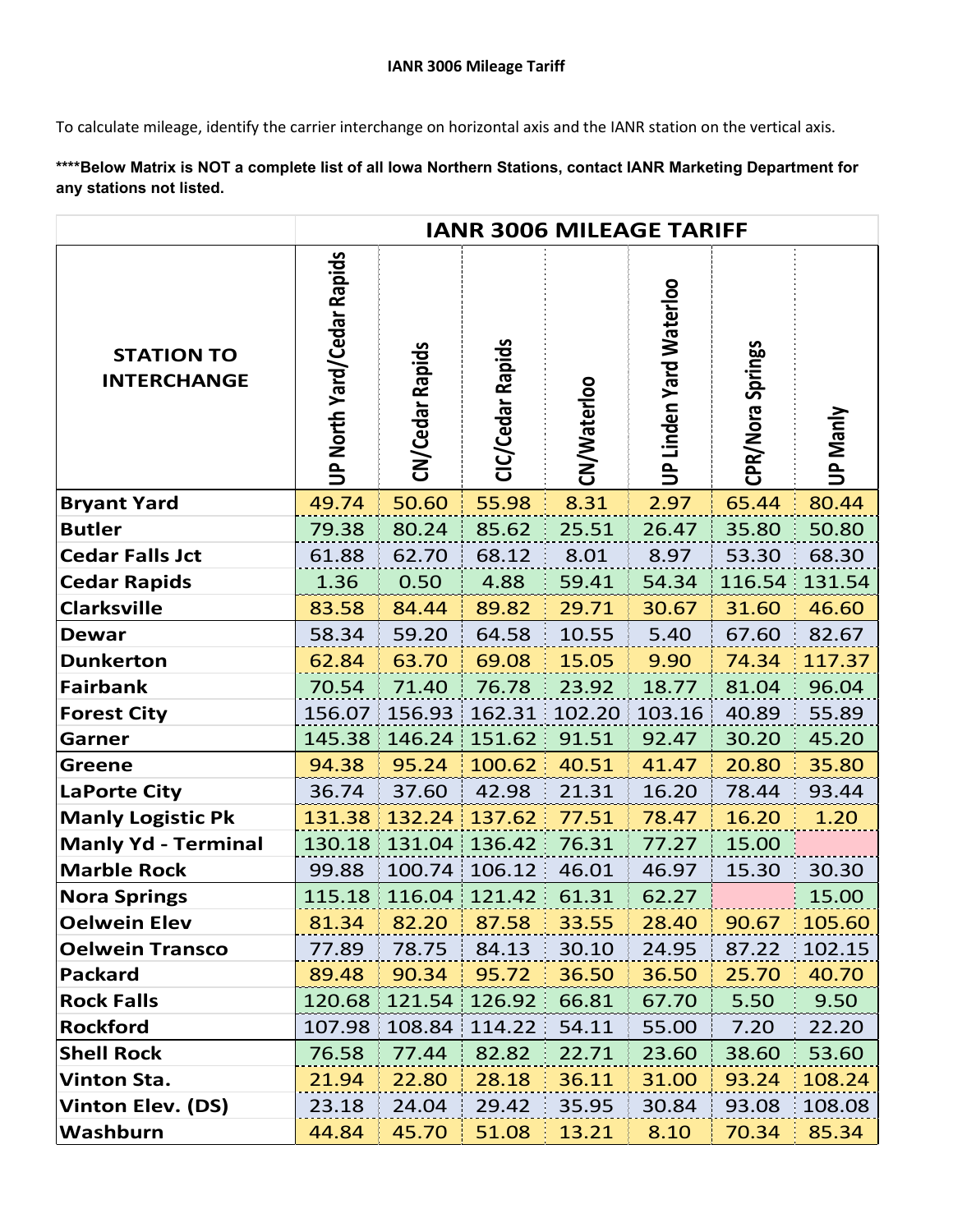**IANR 3006 Mileage Tariff**

To calculate mileage, identify the carrier interchange on horizontal axis and the IANR station on the vertical axis.

**\*\*\*\*Below Matrix is NOT a complete list of all Iowa Northern Stations, contact IANR Marketing Department for any stations not listed.**

| | IANR 3006 MILEAGE TARIFF | | | | | | |
|---|---|---|---|---|---|---|---|
| **STATION TO INTERCHANGE** | UP North Yard/Cedar Rapids | CN/Cedar Rapids | CIC/Cedar Rapids | CN/Waterloo | UP Linden Yard Waterloo | CPR/Nora Springs | UP Manly |
| **Bryant Yard** | 49.74 | 50.60 | 55.98 | 8.31 | 2.97 | 65.44 | 80.44 |
| **Butler** | 79.38 | 80.24 | 85.62 | 25.51 | 26.47 | 35.80 | 50.80 |
| **Cedar Falls Jct** | 61.88 | 62.70 | 68.12 | 8.01 | 8.97 | 53.30 | 68.30 |
| **Cedar Rapids** | 1.36 | 0.50 | 4.88 | 59.41 | 54.34 | 116.54 | 131.54 |
| **Clarksville** | 83.58 | 84.44 | 89.82 | 29.71 | 30.67 | 31.60 | 46.60 |
| **Dewar** | 58.34 | 59.20 | 64.58 | 10.55 | 5.40 | 67.60 | 82.67 |
| **Dunkerton** | 62.84 | 63.70 | 69.08 | 15.05 | 9.90 | 74.34 | 117.37 |
| **Fairbank** | 70.54 | 71.40 | 76.78 | 23.92 | 18.77 | 81.04 | 96.04 |
| **Forest City** | 156.07 | 156.93 | 162.31 | 102.20 | 103.16 | 40.89 | 55.89 |
| **Garner** | 145.38 | 146.24 | 151.62 | 91.51 | 92.47 | 30.20 | 45.20 |
| **Greene** | 94.38 | 95.24 | 100.62 | 40.51 | 41.47 | 20.80 | 35.80 |
| **LaPorte City** | 36.74 | 37.60 | 42.98 | 21.31 | 16.20 | 78.44 | 93.44 |
| **Manly Logistic Pk** | 131.38 | 132.24 | 137.62 | 77.51 | 78.47 | 16.20 | 1.20 |
| **Manly Yd - Terminal** | 130.18 | 131.04 | 136.42 | 76.31 | 77.27 | 15.00 | |
| **Marble Rock** | 99.88 | 100.74 | 106.12 | 46.01 | 46.97 | 15.30 | 30.30 |
| **Nora Springs** | 115.18 | 116.04 | 121.42 | 61.31 | 62.27 | | 15.00 |
| **Oelwein Elev** | 81.34 | 82.20 | 87.58 | 33.55 | 28.40 | 90.67 | 105.60 |
| **Oelwein Transco** | 77.89 | 78.75 | 84.13 | 30.10 | 24.95 | 87.22 | 102.15 |
| **Packard** | 89.48 | 90.34 | 95.72 | 36.50 | 36.50 | 25.70 | 40.70 |
| **Rock Falls** | 120.68 | 121.54 | 126.92 | 66.81 | 67.70 | 5.50 | 9.50 |
| **Rockford** | 107.98 | 108.84 | 114.22 | 54.11 | 55.00 | 7.20 | 22.20 |
| **Shell Rock** | 76.58 | 77.44 | 82.82 | 22.71 | 23.60 | 38.60 | 53.60 |
| **Vinton Sta.** | 21.94 | 22.80 | 28.18 | 36.11 | 31.00 | 93.24 | 108.24 |
| **Vinton Elev. (DS)** | 23.18 | 24.04 | 29.42 | 35.95 | 30.84 | 93.08 | 108.08 |
| **Washburn** | 44.84 | 45.70 | 51.08 | 13.21 | 8.10 | 70.34 | 85.34 |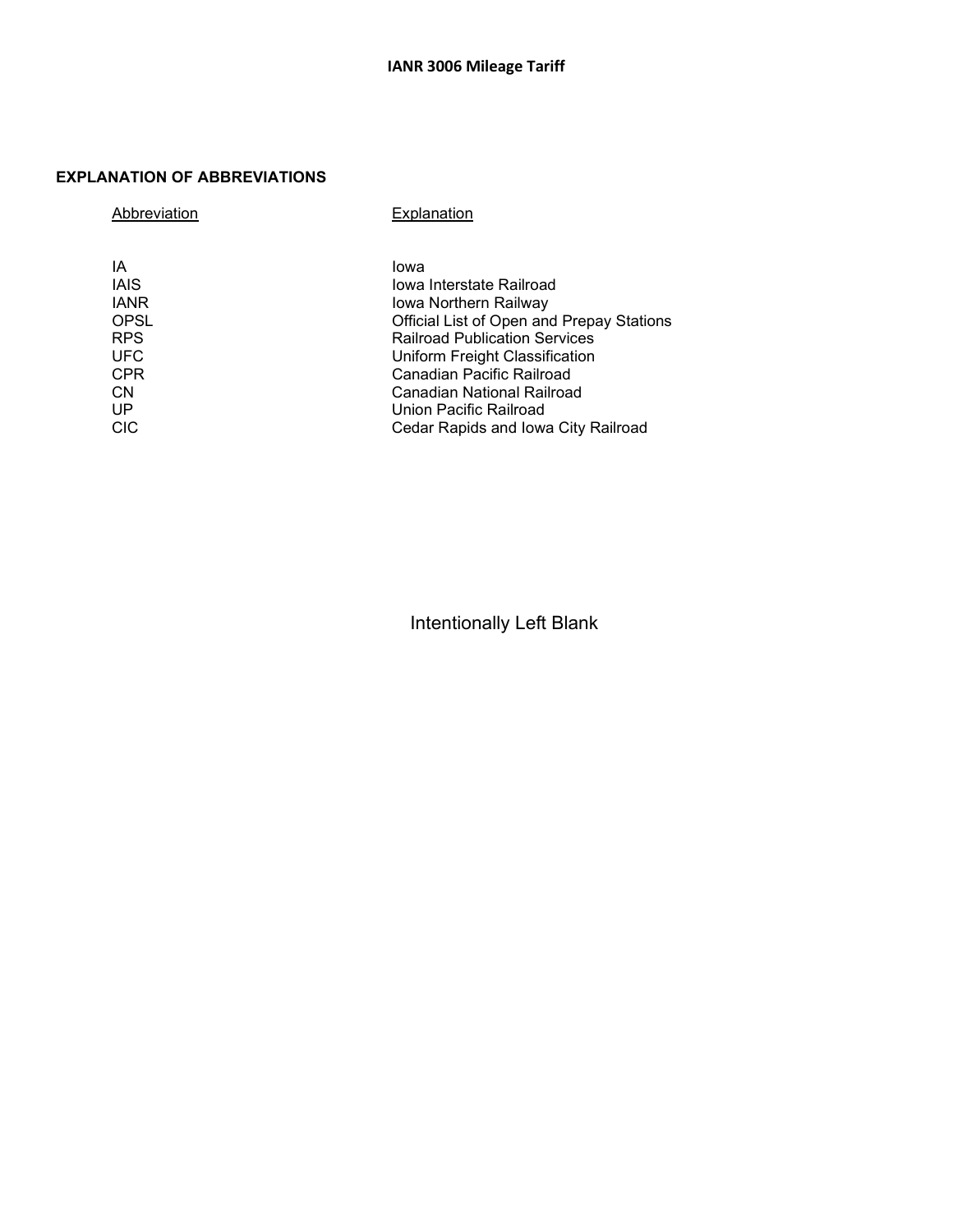**IANR 3006 Mileage Tariff**

## EXPLANATION OF ABBREVIATIONS

| Abbreviation | Explanation |
|---|---|
| IA | Iowa |
| IAIS | Iowa Interstate Railroad |
| IANR | Iowa Northern Railway |
| OPSL | Official List of Open and Prepay Stations |
| RPS | Railroad Publication Services |
| UFC | Uniform Freight Classification |
| CPR | Canadian Pacific Railroad |
| CN | Canadian National Railroad |
| UP | Union Pacific Railroad |
| CIC | Cedar Rapids and Iowa City Railroad |

Intentionally Left Blank